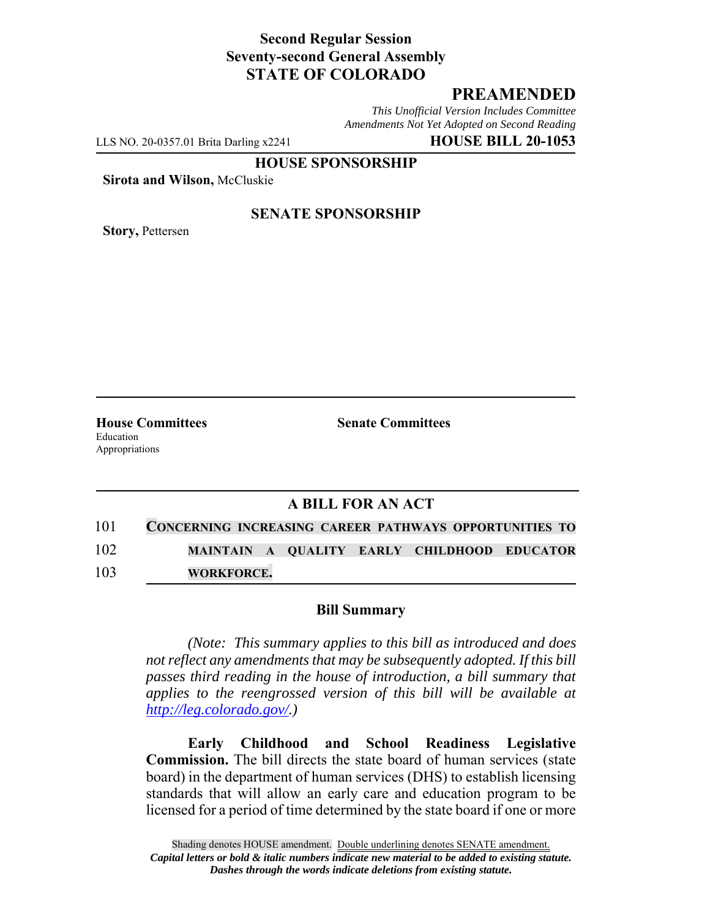**Second Regular Session**
**Seventy-second General Assembly**
**STATE OF COLORADO**

# PREAMENDED

*This Unofficial Version Includes Committee Amendments Not Yet Adopted on Second Reading*

LLS NO. 20-0357.01 Brita Darling x2241 **HOUSE BILL 20-1053**

**HOUSE SPONSORSHIP**

**Sirota and Wilson,** McCluskie

**SENATE SPONSORSHIP**

**Story,** Pettersen

**House Committees**
Education
Appropriations

**Senate Committees**

## A BILL FOR AN ACT

101 **CONCERNING INCREASING CAREER PATHWAYS OPPORTUNITIES TO**
102 **MAINTAIN A QUALITY EARLY CHILDHOOD EDUCATOR**
103 **WORKFORCE.**

### Bill Summary

*(Note: This summary applies to this bill as introduced and does not reflect any amendments that may be subsequently adopted. If this bill passes third reading in the house of introduction, a bill summary that applies to the reengrossed version of this bill will be available at http://leg.colorado.gov/.)*

**Early Childhood and School Readiness Legislative Commission.** The bill directs the state board of human services (state board) in the department of human services (DHS) to establish licensing standards that will allow an early care and education program to be licensed for a period of time determined by the state board if one or more

Shading denotes HOUSE amendment. Double underlining denotes SENATE amendment.
*Capital letters or bold & italic numbers indicate new material to be added to existing statute.*
*Dashes through the words indicate deletions from existing statute.*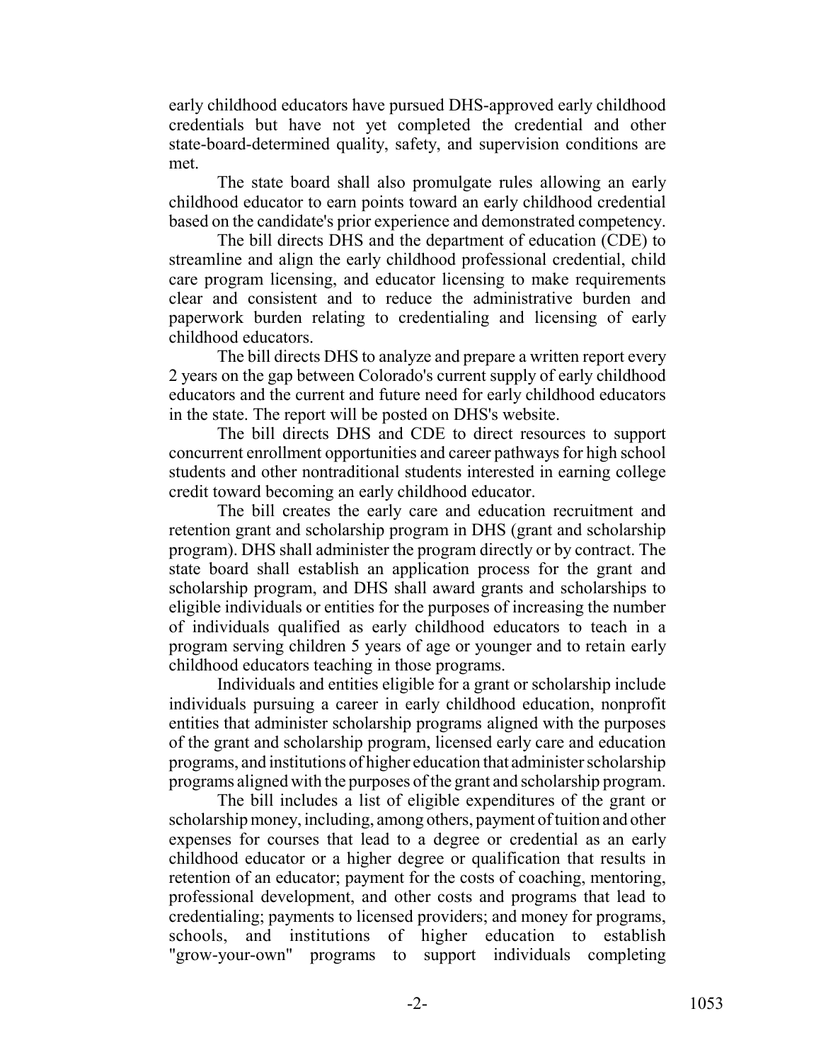early childhood educators have pursued DHS-approved early childhood credentials but have not yet completed the credential and other state-board-determined quality, safety, and supervision conditions are met.

The state board shall also promulgate rules allowing an early childhood educator to earn points toward an early childhood credential based on the candidate's prior experience and demonstrated competency.

The bill directs DHS and the department of education (CDE) to streamline and align the early childhood professional credential, child care program licensing, and educator licensing to make requirements clear and consistent and to reduce the administrative burden and paperwork burden relating to credentialing and licensing of early childhood educators.

The bill directs DHS to analyze and prepare a written report every 2 years on the gap between Colorado's current supply of early childhood educators and the current and future need for early childhood educators in the state. The report will be posted on DHS's website.

The bill directs DHS and CDE to direct resources to support concurrent enrollment opportunities and career pathways for high school students and other nontraditional students interested in earning college credit toward becoming an early childhood educator.

The bill creates the early care and education recruitment and retention grant and scholarship program in DHS (grant and scholarship program). DHS shall administer the program directly or by contract. The state board shall establish an application process for the grant and scholarship program, and DHS shall award grants and scholarships to eligible individuals or entities for the purposes of increasing the number of individuals qualified as early childhood educators to teach in a program serving children 5 years of age or younger and to retain early childhood educators teaching in those programs.

Individuals and entities eligible for a grant or scholarship include individuals pursuing a career in early childhood education, nonprofit entities that administer scholarship programs aligned with the purposes of the grant and scholarship program, licensed early care and education programs, and institutions of higher education that administer scholarship programs aligned with the purposes of the grant and scholarship program.

The bill includes a list of eligible expenditures of the grant or scholarship money, including, among others, payment of tuition and other expenses for courses that lead to a degree or credential as an early childhood educator or a higher degree or qualification that results in retention of an educator; payment for the costs of coaching, mentoring, professional development, and other costs and programs that lead to credentialing; payments to licensed providers; and money for programs, schools, and institutions of higher education to establish "grow-your-own" programs to support individuals completing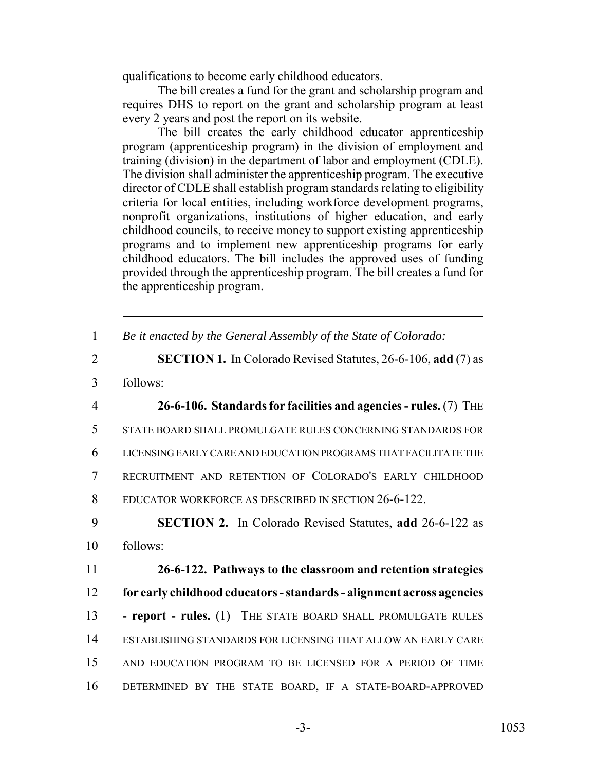qualifications to become early childhood educators.

The bill creates a fund for the grant and scholarship program and requires DHS to report on the grant and scholarship program at least every 2 years and post the report on its website.

The bill creates the early childhood educator apprenticeship program (apprenticeship program) in the division of employment and training (division) in the department of labor and employment (CDLE). The division shall administer the apprenticeship program. The executive director of CDLE shall establish program standards relating to eligibility criteria for local entities, including workforce development programs, nonprofit organizations, institutions of higher education, and early childhood councils, to receive money to support existing apprenticeship programs and to implement new apprenticeship programs for early childhood educators. The bill includes the approved uses of funding provided through the apprenticeship program. The bill creates a fund for the apprenticeship program.

---

1 *Be it enacted by the General Assembly of the State of Colorado:*

2 **SECTION 1.** In Colorado Revised Statutes, 26-6-106, **add** (7) as
3 follows:

4 **26-6-106. Standards for facilities and agencies - rules.** (7) THE
5 STATE BOARD SHALL PROMULGATE RULES CONCERNING STANDARDS FOR
6 LICENSING EARLY CARE AND EDUCATION PROGRAMS THAT FACILITATE THE
7 RECRUITMENT AND RETENTION OF COLORADO'S EARLY CHILDHOOD
8 EDUCATOR WORKFORCE AS DESCRIBED IN SECTION 26-6-122.

9 **SECTION 2.** In Colorado Revised Statutes, **add** 26-6-122 as
10 follows:

11 **26-6-122. Pathways to the classroom and retention strategies**
12 **for early childhood educators - standards - alignment across agencies**
13 **- report - rules.** (1) THE STATE BOARD SHALL PROMULGATE RULES
14 ESTABLISHING STANDARDS FOR LICENSING THAT ALLOW AN EARLY CARE
15 AND EDUCATION PROGRAM TO BE LICENSED FOR A PERIOD OF TIME
16 DETERMINED BY THE STATE BOARD, IF A STATE-BOARD-APPROVED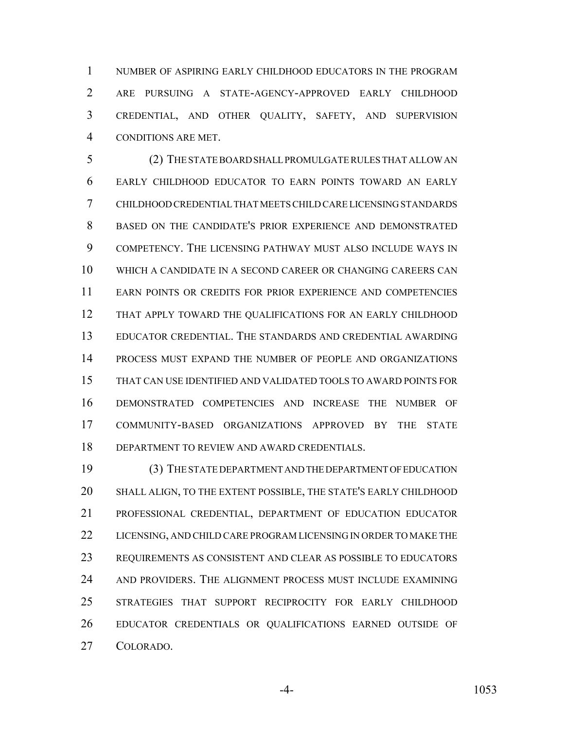NUMBER OF ASPIRING EARLY CHILDHOOD EDUCATORS IN THE PROGRAM ARE PURSUING A STATE-AGENCY-APPROVED EARLY CHILDHOOD CREDENTIAL, AND OTHER QUALITY, SAFETY, AND SUPERVISION CONDITIONS ARE MET.

(2) THE STATE BOARD SHALL PROMULGATE RULES THAT ALLOW AN EARLY CHILDHOOD EDUCATOR TO EARN POINTS TOWARD AN EARLY CHILDHOOD CREDENTIAL THAT MEETS CHILD CARE LICENSING STANDARDS BASED ON THE CANDIDATE'S PRIOR EXPERIENCE AND DEMONSTRATED COMPETENCY. THE LICENSING PATHWAY MUST ALSO INCLUDE WAYS IN WHICH A CANDIDATE IN A SECOND CAREER OR CHANGING CAREERS CAN EARN POINTS OR CREDITS FOR PRIOR EXPERIENCE AND COMPETENCIES THAT APPLY TOWARD THE QUALIFICATIONS FOR AN EARLY CHILDHOOD EDUCATOR CREDENTIAL. THE STANDARDS AND CREDENTIAL AWARDING PROCESS MUST EXPAND THE NUMBER OF PEOPLE AND ORGANIZATIONS THAT CAN USE IDENTIFIED AND VALIDATED TOOLS TO AWARD POINTS FOR DEMONSTRATED COMPETENCIES AND INCREASE THE NUMBER OF COMMUNITY-BASED ORGANIZATIONS APPROVED BY THE STATE DEPARTMENT TO REVIEW AND AWARD CREDENTIALS.

(3) THE STATE DEPARTMENT AND THE DEPARTMENT OF EDUCATION SHALL ALIGN, TO THE EXTENT POSSIBLE, THE STATE'S EARLY CHILDHOOD PROFESSIONAL CREDENTIAL, DEPARTMENT OF EDUCATION EDUCATOR LICENSING, AND CHILD CARE PROGRAM LICENSING IN ORDER TO MAKE THE REQUIREMENTS AS CONSISTENT AND CLEAR AS POSSIBLE TO EDUCATORS AND PROVIDERS. THE ALIGNMENT PROCESS MUST INCLUDE EXAMINING STRATEGIES THAT SUPPORT RECIPROCITY FOR EARLY CHILDHOOD EDUCATOR CREDENTIALS OR QUALIFICATIONS EARNED OUTSIDE OF COLORADO.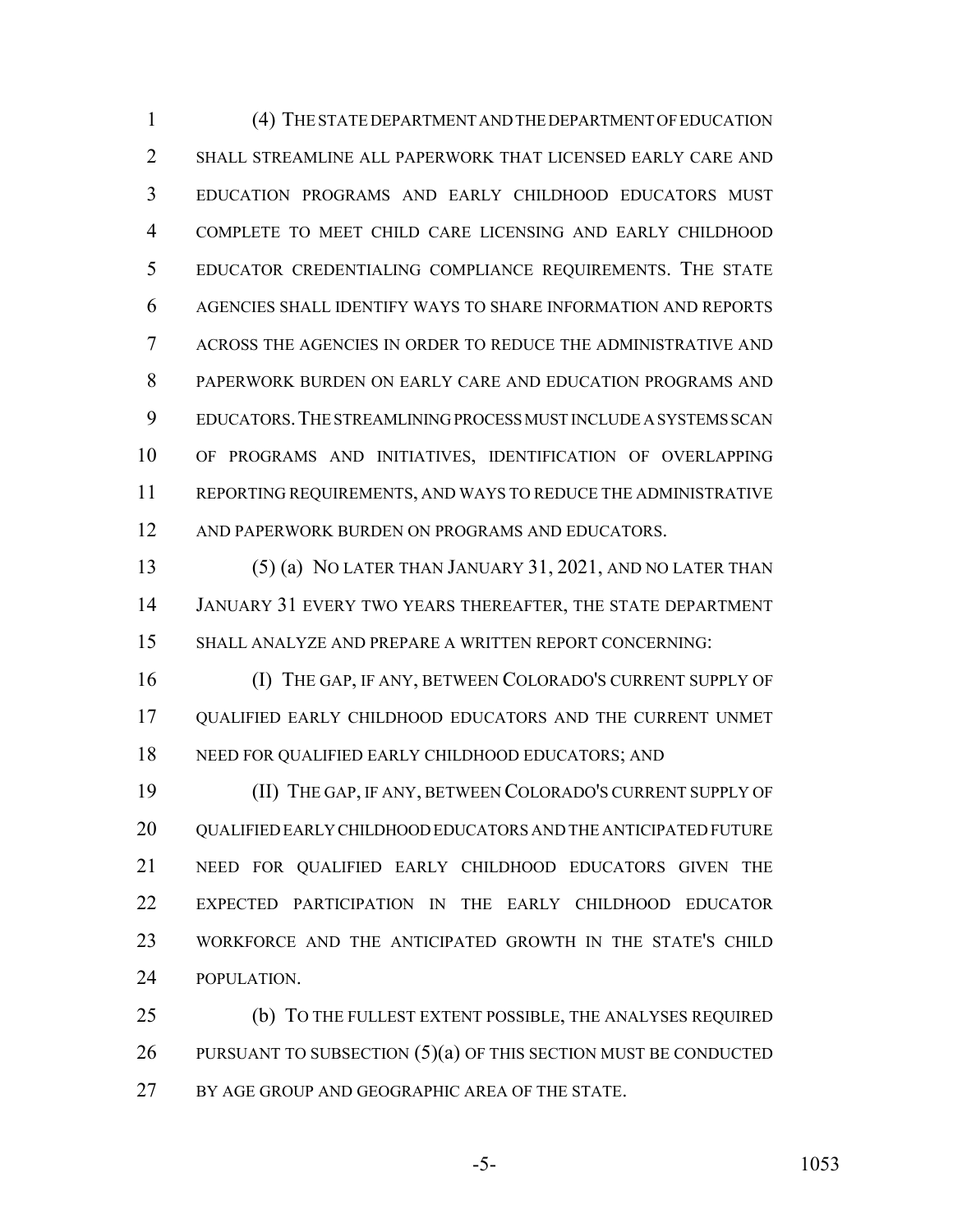(4) THE STATE DEPARTMENT AND THE DEPARTMENT OF EDUCATION SHALL STREAMLINE ALL PAPERWORK THAT LICENSED EARLY CARE AND EDUCATION PROGRAMS AND EARLY CHILDHOOD EDUCATORS MUST COMPLETE TO MEET CHILD CARE LICENSING AND EARLY CHILDHOOD EDUCATOR CREDENTIALING COMPLIANCE REQUIREMENTS. THE STATE AGENCIES SHALL IDENTIFY WAYS TO SHARE INFORMATION AND REPORTS ACROSS THE AGENCIES IN ORDER TO REDUCE THE ADMINISTRATIVE AND PAPERWORK BURDEN ON EARLY CARE AND EDUCATION PROGRAMS AND EDUCATORS. THE STREAMLINING PROCESS MUST INCLUDE A SYSTEMS SCAN OF PROGRAMS AND INITIATIVES, IDENTIFICATION OF OVERLAPPING REPORTING REQUIREMENTS, AND WAYS TO REDUCE THE ADMINISTRATIVE AND PAPERWORK BURDEN ON PROGRAMS AND EDUCATORS.

(5) (a) NO LATER THAN JANUARY 31, 2021, AND NO LATER THAN JANUARY 31 EVERY TWO YEARS THEREAFTER, THE STATE DEPARTMENT SHALL ANALYZE AND PREPARE A WRITTEN REPORT CONCERNING:

(I) THE GAP, IF ANY, BETWEEN COLORADO'S CURRENT SUPPLY OF QUALIFIED EARLY CHILDHOOD EDUCATORS AND THE CURRENT UNMET NEED FOR QUALIFIED EARLY CHILDHOOD EDUCATORS; AND

(II) THE GAP, IF ANY, BETWEEN COLORADO'S CURRENT SUPPLY OF QUALIFIED EARLY CHILDHOOD EDUCATORS AND THE ANTICIPATED FUTURE NEED FOR QUALIFIED EARLY CHILDHOOD EDUCATORS GIVEN THE EXPECTED PARTICIPATION IN THE EARLY CHILDHOOD EDUCATOR WORKFORCE AND THE ANTICIPATED GROWTH IN THE STATE'S CHILD POPULATION.

(b) TO THE FULLEST EXTENT POSSIBLE, THE ANALYSES REQUIRED PURSUANT TO SUBSECTION (5)(a) OF THIS SECTION MUST BE CONDUCTED BY AGE GROUP AND GEOGRAPHIC AREA OF THE STATE.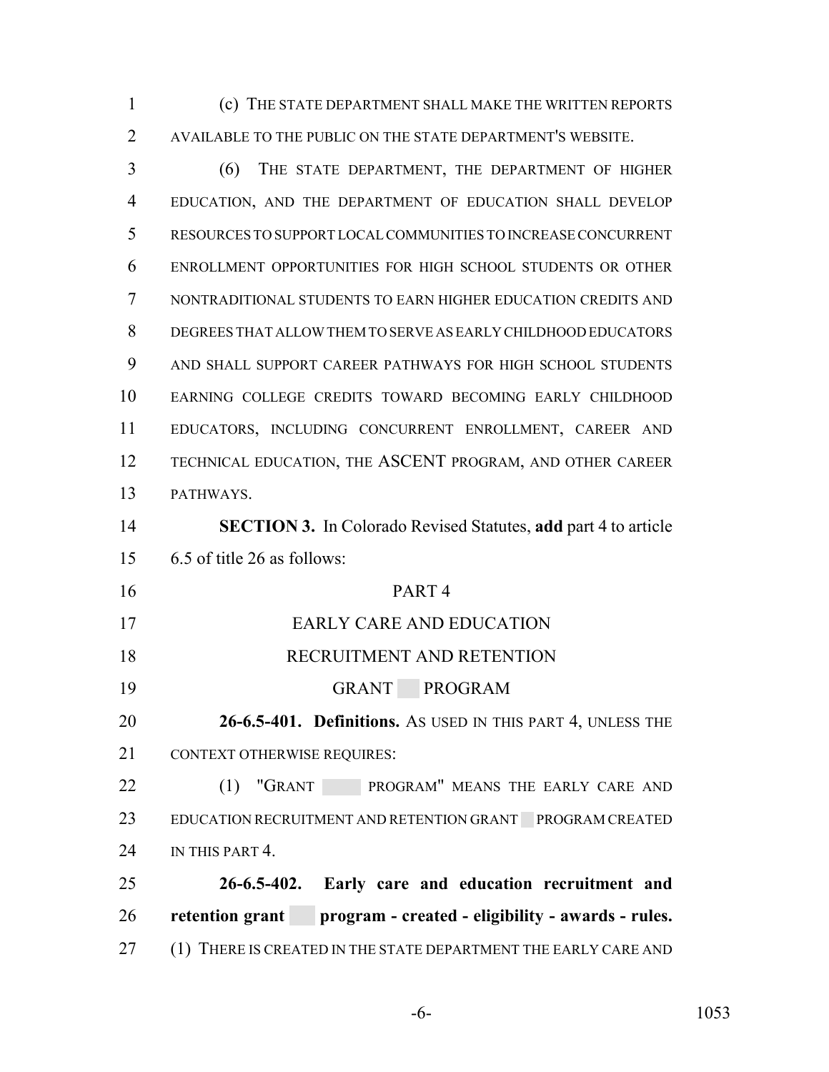(c) THE STATE DEPARTMENT SHALL MAKE THE WRITTEN REPORTS AVAILABLE TO THE PUBLIC ON THE STATE DEPARTMENT'S WEBSITE.

(6) THE STATE DEPARTMENT, THE DEPARTMENT OF HIGHER EDUCATION, AND THE DEPARTMENT OF EDUCATION SHALL DEVELOP RESOURCES TO SUPPORT LOCAL COMMUNITIES TO INCREASE CONCURRENT ENROLLMENT OPPORTUNITIES FOR HIGH SCHOOL STUDENTS OR OTHER NONTRADITIONAL STUDENTS TO EARN HIGHER EDUCATION CREDITS AND DEGREES THAT ALLOW THEM TO SERVE AS EARLY CHILDHOOD EDUCATORS AND SHALL SUPPORT CAREER PATHWAYS FOR HIGH SCHOOL STUDENTS EARNING COLLEGE CREDITS TOWARD BECOMING EARLY CHILDHOOD EDUCATORS, INCLUDING CONCURRENT ENROLLMENT, CAREER AND TECHNICAL EDUCATION, THE ASCENT PROGRAM, AND OTHER CAREER PATHWAYS.

**SECTION 3.** In Colorado Revised Statutes, **add** part 4 to article 6.5 of title 26 as follows:

PART 4

EARLY CARE AND EDUCATION RECRUITMENT AND RETENTION GRANT PROGRAM

**26-6.5-401. Definitions.** AS USED IN THIS PART 4, UNLESS THE CONTEXT OTHERWISE REQUIRES:

(1) "GRANT PROGRAM" MEANS THE EARLY CARE AND EDUCATION RECRUITMENT AND RETENTION GRANT PROGRAM CREATED IN THIS PART 4.

**26-6.5-402. Early care and education recruitment and retention grant program - created - eligibility - awards - rules.** (1) THERE IS CREATED IN THE STATE DEPARTMENT THE EARLY CARE AND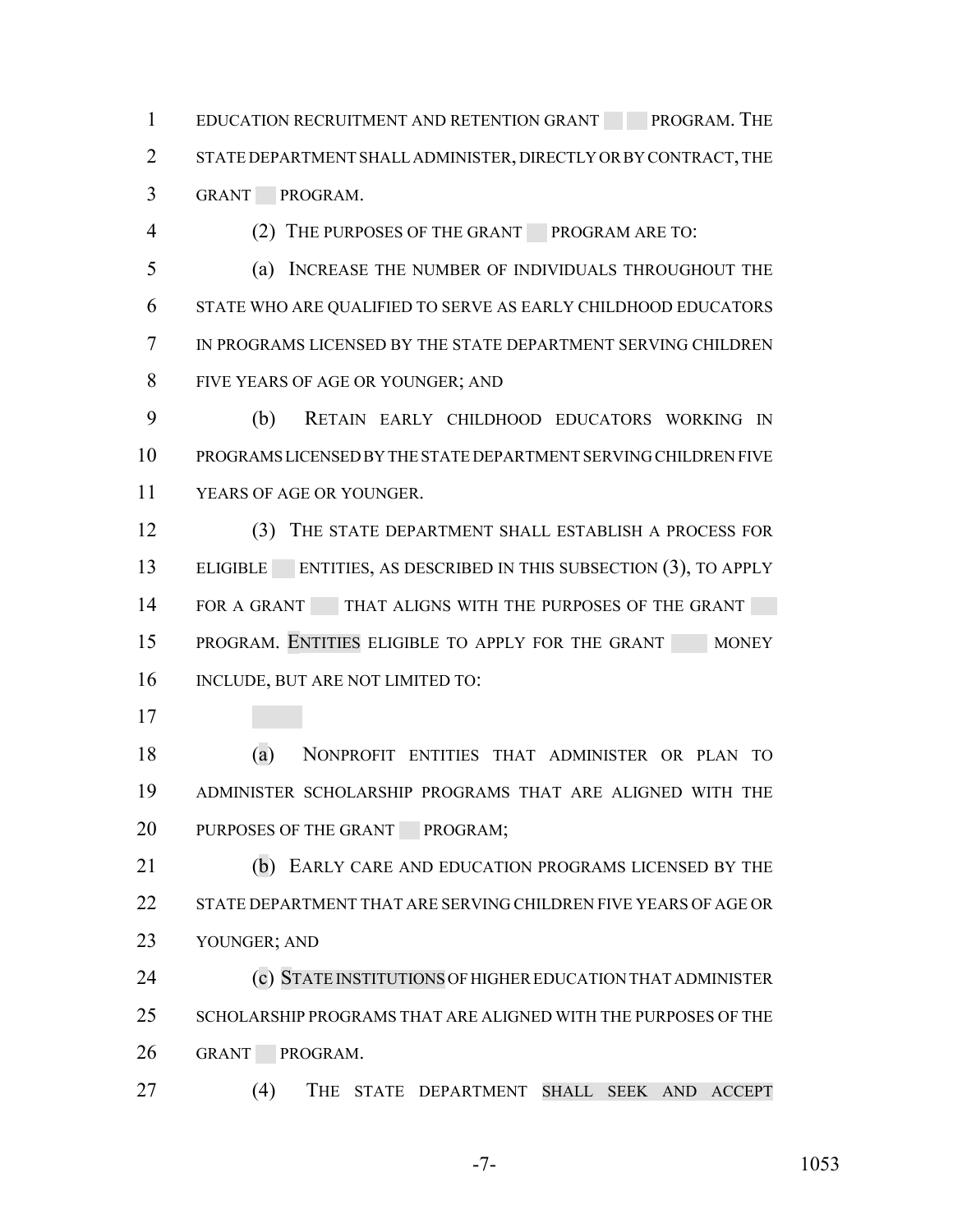EDUCATION RECRUITMENT AND RETENTION GRANT PROGRAM. THE STATE DEPARTMENT SHALL ADMINISTER, DIRECTLY OR BY CONTRACT, THE GRANT PROGRAM.

(2) THE PURPOSES OF THE GRANT PROGRAM ARE TO:

(a) INCREASE THE NUMBER OF INDIVIDUALS THROUGHOUT THE STATE WHO ARE QUALIFIED TO SERVE AS EARLY CHILDHOOD EDUCATORS IN PROGRAMS LICENSED BY THE STATE DEPARTMENT SERVING CHILDREN FIVE YEARS OF AGE OR YOUNGER; AND

(b) RETAIN EARLY CHILDHOOD EDUCATORS WORKING IN PROGRAMS LICENSED BY THE STATE DEPARTMENT SERVING CHILDREN FIVE YEARS OF AGE OR YOUNGER.

(3) THE STATE DEPARTMENT SHALL ESTABLISH A PROCESS FOR ELIGIBLE ENTITIES, AS DESCRIBED IN THIS SUBSECTION (3), TO APPLY FOR A GRANT THAT ALIGNS WITH THE PURPOSES OF THE GRANT PROGRAM. ENTITIES ELIGIBLE TO APPLY FOR THE GRANT MONEY INCLUDE, BUT ARE NOT LIMITED TO:

(a) NONPROFIT ENTITIES THAT ADMINISTER OR PLAN TO ADMINISTER SCHOLARSHIP PROGRAMS THAT ARE ALIGNED WITH THE PURPOSES OF THE GRANT PROGRAM;

(b) EARLY CARE AND EDUCATION PROGRAMS LICENSED BY THE STATE DEPARTMENT THAT ARE SERVING CHILDREN FIVE YEARS OF AGE OR YOUNGER; AND

(c) STATE INSTITUTIONS OF HIGHER EDUCATION THAT ADMINISTER SCHOLARSHIP PROGRAMS THAT ARE ALIGNED WITH THE PURPOSES OF THE GRANT PROGRAM.

(4) THE STATE DEPARTMENT SHALL SEEK AND ACCEPT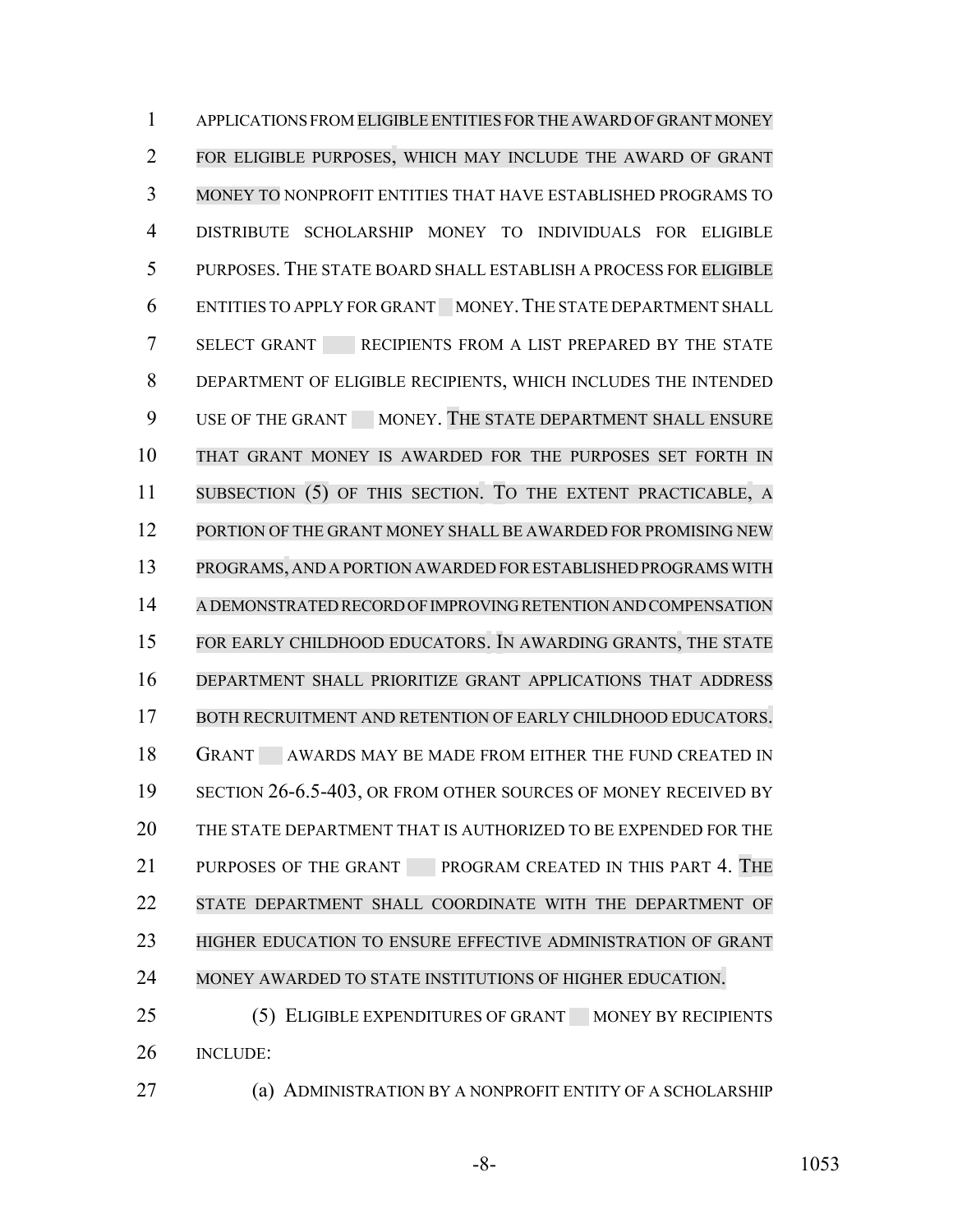APPLICATIONS FROM ELIGIBLE ENTITIES FOR THE AWARD OF GRANT MONEY FOR ELIGIBLE PURPOSES, WHICH MAY INCLUDE THE AWARD OF GRANT MONEY TO NONPROFIT ENTITIES THAT HAVE ESTABLISHED PROGRAMS TO DISTRIBUTE SCHOLARSHIP MONEY TO INDIVIDUALS FOR ELIGIBLE PURPOSES. THE STATE BOARD SHALL ESTABLISH A PROCESS FOR ELIGIBLE ENTITIES TO APPLY FOR GRANT MONEY. THE STATE DEPARTMENT SHALL SELECT GRANT RECIPIENTS FROM A LIST PREPARED BY THE STATE DEPARTMENT OF ELIGIBLE RECIPIENTS, WHICH INCLUDES THE INTENDED USE OF THE GRANT MONEY. THE STATE DEPARTMENT SHALL ENSURE THAT GRANT MONEY IS AWARDED FOR THE PURPOSES SET FORTH IN SUBSECTION (5) OF THIS SECTION. TO THE EXTENT PRACTICABLE, A PORTION OF THE GRANT MONEY SHALL BE AWARDED FOR PROMISING NEW PROGRAMS, AND A PORTION AWARDED FOR ESTABLISHED PROGRAMS WITH A DEMONSTRATED RECORD OF IMPROVING RETENTION AND COMPENSATION FOR EARLY CHILDHOOD EDUCATORS. IN AWARDING GRANTS, THE STATE DEPARTMENT SHALL PRIORITIZE GRANT APPLICATIONS THAT ADDRESS BOTH RECRUITMENT AND RETENTION OF EARLY CHILDHOOD EDUCATORS. GRANT AWARDS MAY BE MADE FROM EITHER THE FUND CREATED IN SECTION 26-6.5-403, OR FROM OTHER SOURCES OF MONEY RECEIVED BY THE STATE DEPARTMENT THAT IS AUTHORIZED TO BE EXPENDED FOR THE PURPOSES OF THE GRANT PROGRAM CREATED IN THIS PART 4. THE STATE DEPARTMENT SHALL COORDINATE WITH THE DEPARTMENT OF HIGHER EDUCATION TO ENSURE EFFECTIVE ADMINISTRATION OF GRANT MONEY AWARDED TO STATE INSTITUTIONS OF HIGHER EDUCATION.

(5) ELIGIBLE EXPENDITURES OF GRANT MONEY BY RECIPIENTS INCLUDE:

(a) ADMINISTRATION BY A NONPROFIT ENTITY OF A SCHOLARSHIP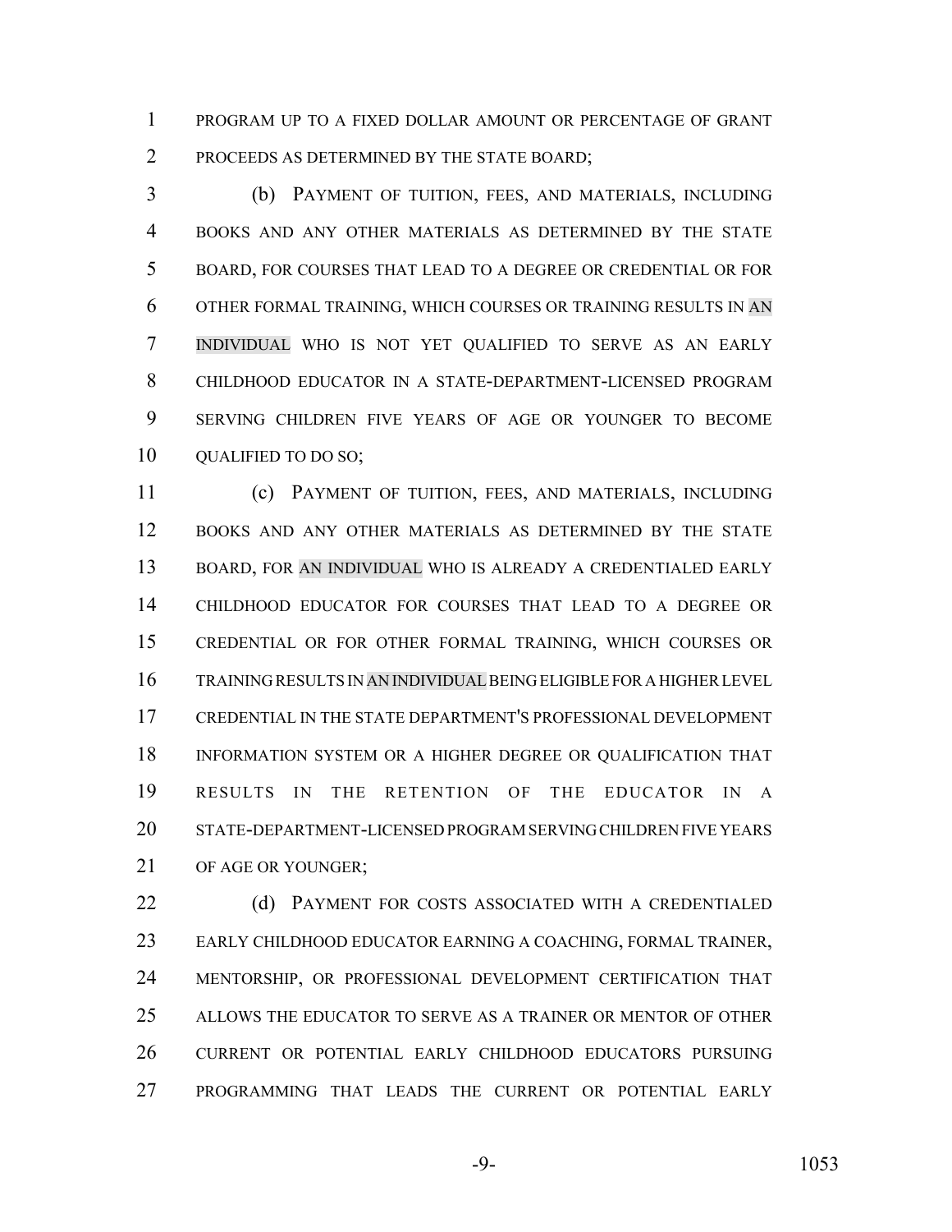PROGRAM UP TO A FIXED DOLLAR AMOUNT OR PERCENTAGE OF GRANT PROCEEDS AS DETERMINED BY THE STATE BOARD;

(b) PAYMENT OF TUITION, FEES, AND MATERIALS, INCLUDING BOOKS AND ANY OTHER MATERIALS AS DETERMINED BY THE STATE BOARD, FOR COURSES THAT LEAD TO A DEGREE OR CREDENTIAL OR FOR OTHER FORMAL TRAINING, WHICH COURSES OR TRAINING RESULTS IN AN INDIVIDUAL WHO IS NOT YET QUALIFIED TO SERVE AS AN EARLY CHILDHOOD EDUCATOR IN A STATE-DEPARTMENT-LICENSED PROGRAM SERVING CHILDREN FIVE YEARS OF AGE OR YOUNGER TO BECOME QUALIFIED TO DO SO;

(c) PAYMENT OF TUITION, FEES, AND MATERIALS, INCLUDING BOOKS AND ANY OTHER MATERIALS AS DETERMINED BY THE STATE BOARD, FOR AN INDIVIDUAL WHO IS ALREADY A CREDENTIALED EARLY CHILDHOOD EDUCATOR FOR COURSES THAT LEAD TO A DEGREE OR CREDENTIAL OR FOR OTHER FORMAL TRAINING, WHICH COURSES OR TRAINING RESULTS IN AN INDIVIDUAL BEING ELIGIBLE FOR A HIGHER LEVEL CREDENTIAL IN THE STATE DEPARTMENT'S PROFESSIONAL DEVELOPMENT INFORMATION SYSTEM OR A HIGHER DEGREE OR QUALIFICATION THAT RESULTS IN THE RETENTION OF THE EDUCATOR IN A STATE-DEPARTMENT-LICENSED PROGRAM SERVING CHILDREN FIVE YEARS OF AGE OR YOUNGER;

(d) PAYMENT FOR COSTS ASSOCIATED WITH A CREDENTIALED EARLY CHILDHOOD EDUCATOR EARNING A COACHING, FORMAL TRAINER, MENTORSHIP, OR PROFESSIONAL DEVELOPMENT CERTIFICATION THAT ALLOWS THE EDUCATOR TO SERVE AS A TRAINER OR MENTOR OF OTHER CURRENT OR POTENTIAL EARLY CHILDHOOD EDUCATORS PURSUING PROGRAMMING THAT LEADS THE CURRENT OR POTENTIAL EARLY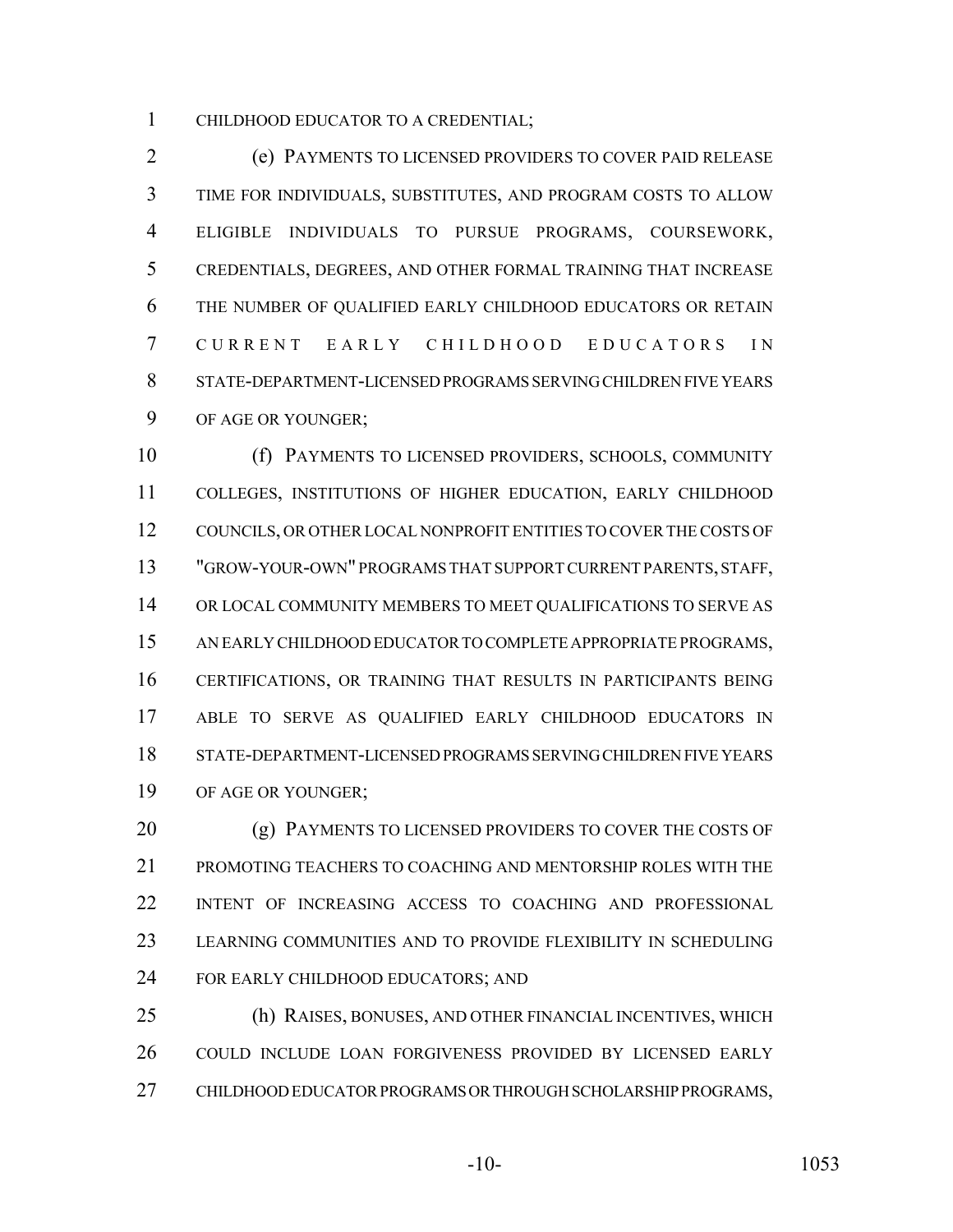CHILDHOOD EDUCATOR TO A CREDENTIAL;

(e) PAYMENTS TO LICENSED PROVIDERS TO COVER PAID RELEASE TIME FOR INDIVIDUALS, SUBSTITUTES, AND PROGRAM COSTS TO ALLOW ELIGIBLE INDIVIDUALS TO PURSUE PROGRAMS, COURSEWORK, CREDENTIALS, DEGREES, AND OTHER FORMAL TRAINING THAT INCREASE THE NUMBER OF QUALIFIED EARLY CHILDHOOD EDUCATORS OR RETAIN CURRENT EARLY CHILDHOOD EDUCATORS IN STATE-DEPARTMENT-LICENSED PROGRAMS SERVING CHILDREN FIVE YEARS OF AGE OR YOUNGER;

(f) PAYMENTS TO LICENSED PROVIDERS, SCHOOLS, COMMUNITY COLLEGES, INSTITUTIONS OF HIGHER EDUCATION, EARLY CHILDHOOD COUNCILS, OR OTHER LOCAL NONPROFIT ENTITIES TO COVER THE COSTS OF "GROW-YOUR-OWN" PROGRAMS THAT SUPPORT CURRENT PARENTS, STAFF, OR LOCAL COMMUNITY MEMBERS TO MEET QUALIFICATIONS TO SERVE AS AN EARLY CHILDHOOD EDUCATOR TO COMPLETE APPROPRIATE PROGRAMS, CERTIFICATIONS, OR TRAINING THAT RESULTS IN PARTICIPANTS BEING ABLE TO SERVE AS QUALIFIED EARLY CHILDHOOD EDUCATORS IN STATE-DEPARTMENT-LICENSED PROGRAMS SERVING CHILDREN FIVE YEARS OF AGE OR YOUNGER;

(g) PAYMENTS TO LICENSED PROVIDERS TO COVER THE COSTS OF PROMOTING TEACHERS TO COACHING AND MENTORSHIP ROLES WITH THE INTENT OF INCREASING ACCESS TO COACHING AND PROFESSIONAL LEARNING COMMUNITIES AND TO PROVIDE FLEXIBILITY IN SCHEDULING FOR EARLY CHILDHOOD EDUCATORS; AND

(h) RAISES, BONUSES, AND OTHER FINANCIAL INCENTIVES, WHICH COULD INCLUDE LOAN FORGIVENESS PROVIDED BY LICENSED EARLY CHILDHOOD EDUCATOR PROGRAMS OR THROUGH SCHOLARSHIP PROGRAMS,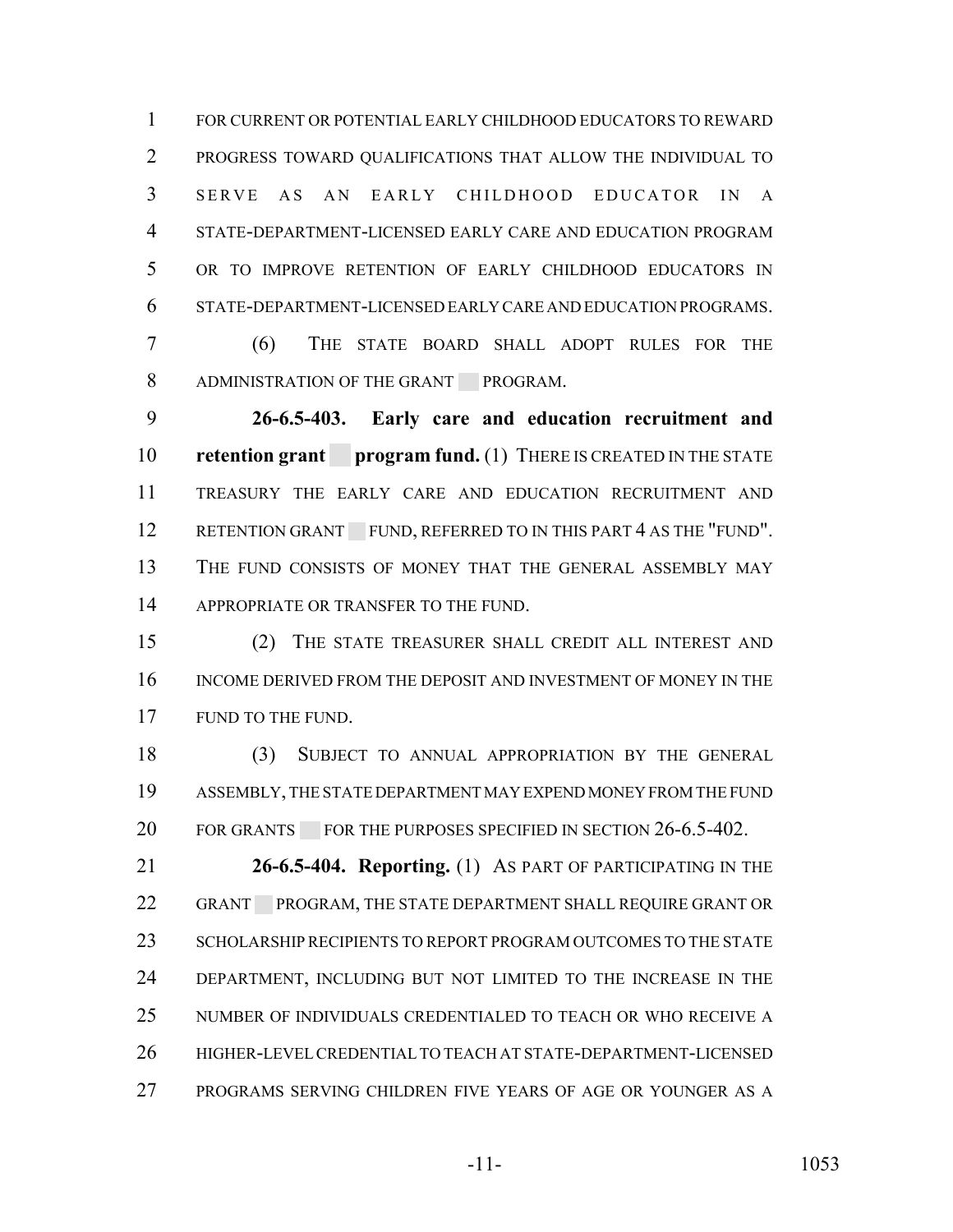FOR CURRENT OR POTENTIAL EARLY CHILDHOOD EDUCATORS TO REWARD PROGRESS TOWARD QUALIFICATIONS THAT ALLOW THE INDIVIDUAL TO SERVE AS AN EARLY CHILDHOOD EDUCATOR IN A STATE-DEPARTMENT-LICENSED EARLY CARE AND EDUCATION PROGRAM OR TO IMPROVE RETENTION OF EARLY CHILDHOOD EDUCATORS IN STATE-DEPARTMENT-LICENSED EARLY CARE AND EDUCATION PROGRAMS.

(6) THE STATE BOARD SHALL ADOPT RULES FOR THE ADMINISTRATION OF THE GRANT PROGRAM.

**26-6.5-403. Early care and education recruitment and retention grant program fund.** (1) THERE IS CREATED IN THE STATE TREASURY THE EARLY CARE AND EDUCATION RECRUITMENT AND RETENTION GRANT FUND, REFERRED TO IN THIS PART 4 AS THE "FUND". THE FUND CONSISTS OF MONEY THAT THE GENERAL ASSEMBLY MAY APPROPRIATE OR TRANSFER TO THE FUND.

(2) THE STATE TREASURER SHALL CREDIT ALL INTEREST AND INCOME DERIVED FROM THE DEPOSIT AND INVESTMENT OF MONEY IN THE FUND TO THE FUND.

(3) SUBJECT TO ANNUAL APPROPRIATION BY THE GENERAL ASSEMBLY, THE STATE DEPARTMENT MAY EXPEND MONEY FROM THE FUND FOR GRANTS FOR THE PURPOSES SPECIFIED IN SECTION 26-6.5-402.

**26-6.5-404. Reporting.** (1) AS PART OF PARTICIPATING IN THE GRANT PROGRAM, THE STATE DEPARTMENT SHALL REQUIRE GRANT OR SCHOLARSHIP RECIPIENTS TO REPORT PROGRAM OUTCOMES TO THE STATE DEPARTMENT, INCLUDING BUT NOT LIMITED TO THE INCREASE IN THE NUMBER OF INDIVIDUALS CREDENTIALED TO TEACH OR WHO RECEIVE A HIGHER-LEVEL CREDENTIAL TO TEACH AT STATE-DEPARTMENT-LICENSED PROGRAMS SERVING CHILDREN FIVE YEARS OF AGE OR YOUNGER AS A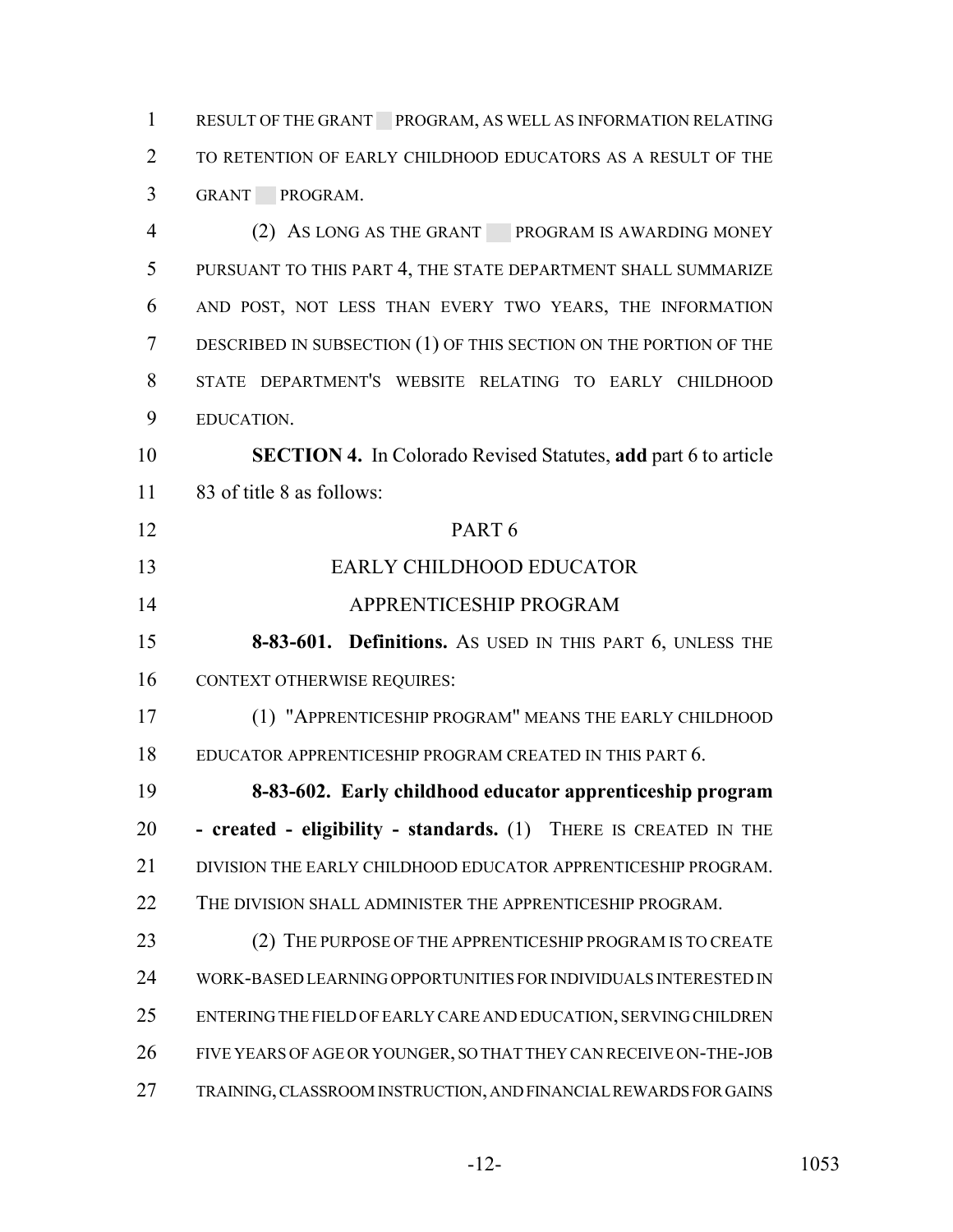RESULT OF THE GRANT PROGRAM, AS WELL AS INFORMATION RELATING TO RETENTION OF EARLY CHILDHOOD EDUCATORS AS A RESULT OF THE GRANT PROGRAM.

(2) AS LONG AS THE GRANT PROGRAM IS AWARDING MONEY PURSUANT TO THIS PART 4, THE STATE DEPARTMENT SHALL SUMMARIZE AND POST, NOT LESS THAN EVERY TWO YEARS, THE INFORMATION DESCRIBED IN SUBSECTION (1) OF THIS SECTION ON THE PORTION OF THE STATE DEPARTMENT'S WEBSITE RELATING TO EARLY CHILDHOOD EDUCATION.

**SECTION 4.** In Colorado Revised Statutes, **add** part 6 to article 83 of title 8 as follows:

PART 6

EARLY CHILDHOOD EDUCATOR APPRENTICESHIP PROGRAM

**8-83-601. Definitions.** AS USED IN THIS PART 6, UNLESS THE CONTEXT OTHERWISE REQUIRES:

(1) "APPRENTICESHIP PROGRAM" MEANS THE EARLY CHILDHOOD EDUCATOR APPRENTICESHIP PROGRAM CREATED IN THIS PART 6.

**8-83-602. Early childhood educator apprenticeship program - created - eligibility - standards.** (1) THERE IS CREATED IN THE DIVISION THE EARLY CHILDHOOD EDUCATOR APPRENTICESHIP PROGRAM. THE DIVISION SHALL ADMINISTER THE APPRENTICESHIP PROGRAM.

(2) THE PURPOSE OF THE APPRENTICESHIP PROGRAM IS TO CREATE WORK-BASED LEARNING OPPORTUNITIES FOR INDIVIDUALS INTERESTED IN ENTERING THE FIELD OF EARLY CARE AND EDUCATION, SERVING CHILDREN FIVE YEARS OF AGE OR YOUNGER, SO THAT THEY CAN RECEIVE ON-THE-JOB TRAINING, CLASSROOM INSTRUCTION, AND FINANCIAL REWARDS FOR GAINS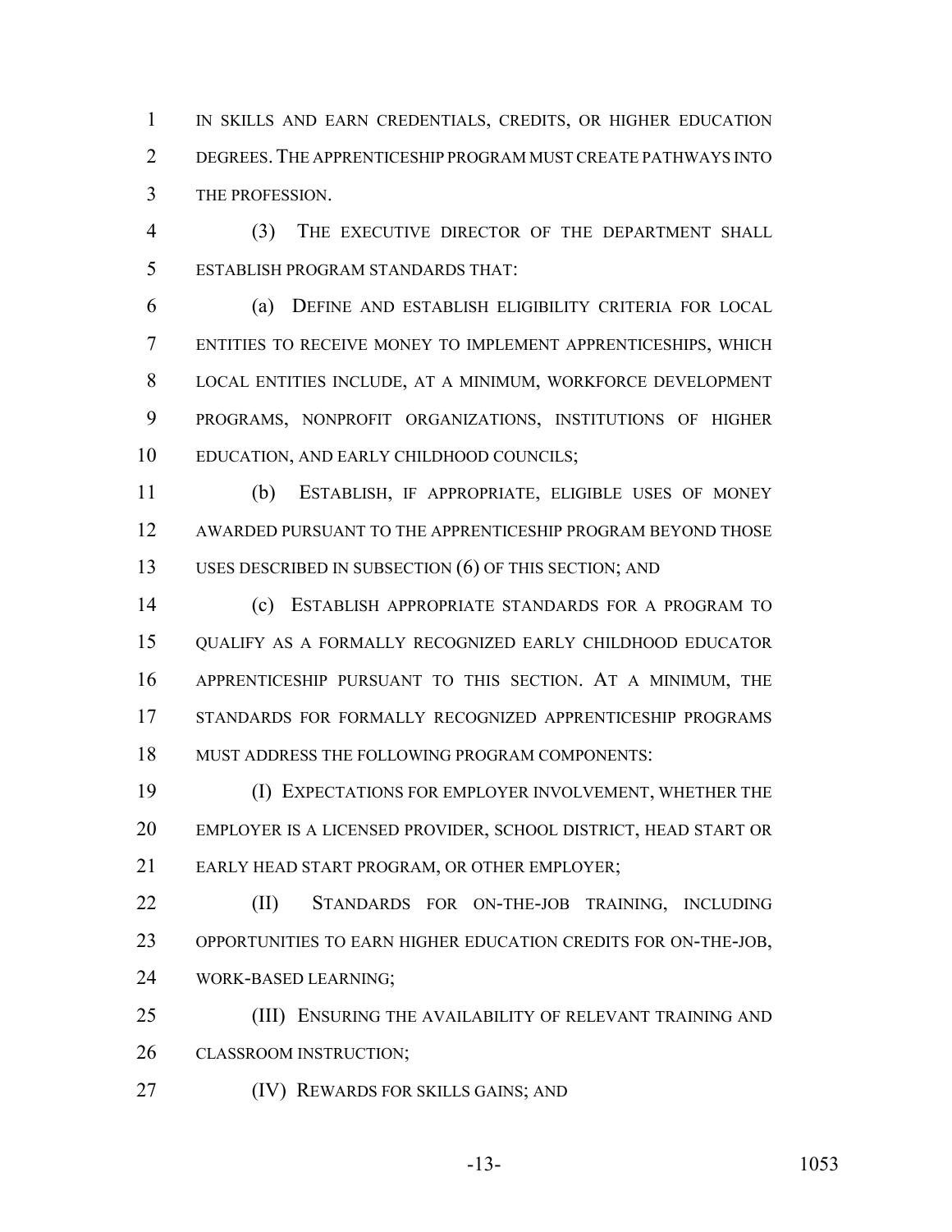IN SKILLS AND EARN CREDENTIALS, CREDITS, OR HIGHER EDUCATION DEGREES. THE APPRENTICESHIP PROGRAM MUST CREATE PATHWAYS INTO THE PROFESSION.

(3) THE EXECUTIVE DIRECTOR OF THE DEPARTMENT SHALL ESTABLISH PROGRAM STANDARDS THAT:

(a) DEFINE AND ESTABLISH ELIGIBILITY CRITERIA FOR LOCAL ENTITIES TO RECEIVE MONEY TO IMPLEMENT APPRENTICESHIPS, WHICH LOCAL ENTITIES INCLUDE, AT A MINIMUM, WORKFORCE DEVELOPMENT PROGRAMS, NONPROFIT ORGANIZATIONS, INSTITUTIONS OF HIGHER EDUCATION, AND EARLY CHILDHOOD COUNCILS;

(b) ESTABLISH, IF APPROPRIATE, ELIGIBLE USES OF MONEY AWARDED PURSUANT TO THE APPRENTICESHIP PROGRAM BEYOND THOSE USES DESCRIBED IN SUBSECTION (6) OF THIS SECTION; AND

(c) ESTABLISH APPROPRIATE STANDARDS FOR A PROGRAM TO QUALIFY AS A FORMALLY RECOGNIZED EARLY CHILDHOOD EDUCATOR APPRENTICESHIP PURSUANT TO THIS SECTION. AT A MINIMUM, THE STANDARDS FOR FORMALLY RECOGNIZED APPRENTICESHIP PROGRAMS MUST ADDRESS THE FOLLOWING PROGRAM COMPONENTS:

(I) EXPECTATIONS FOR EMPLOYER INVOLVEMENT, WHETHER THE EMPLOYER IS A LICENSED PROVIDER, SCHOOL DISTRICT, HEAD START OR EARLY HEAD START PROGRAM, OR OTHER EMPLOYER;

(II) STANDARDS FOR ON-THE-JOB TRAINING, INCLUDING OPPORTUNITIES TO EARN HIGHER EDUCATION CREDITS FOR ON-THE-JOB, WORK-BASED LEARNING;

(III) ENSURING THE AVAILABILITY OF RELEVANT TRAINING AND CLASSROOM INSTRUCTION;

(IV) REWARDS FOR SKILLS GAINS; AND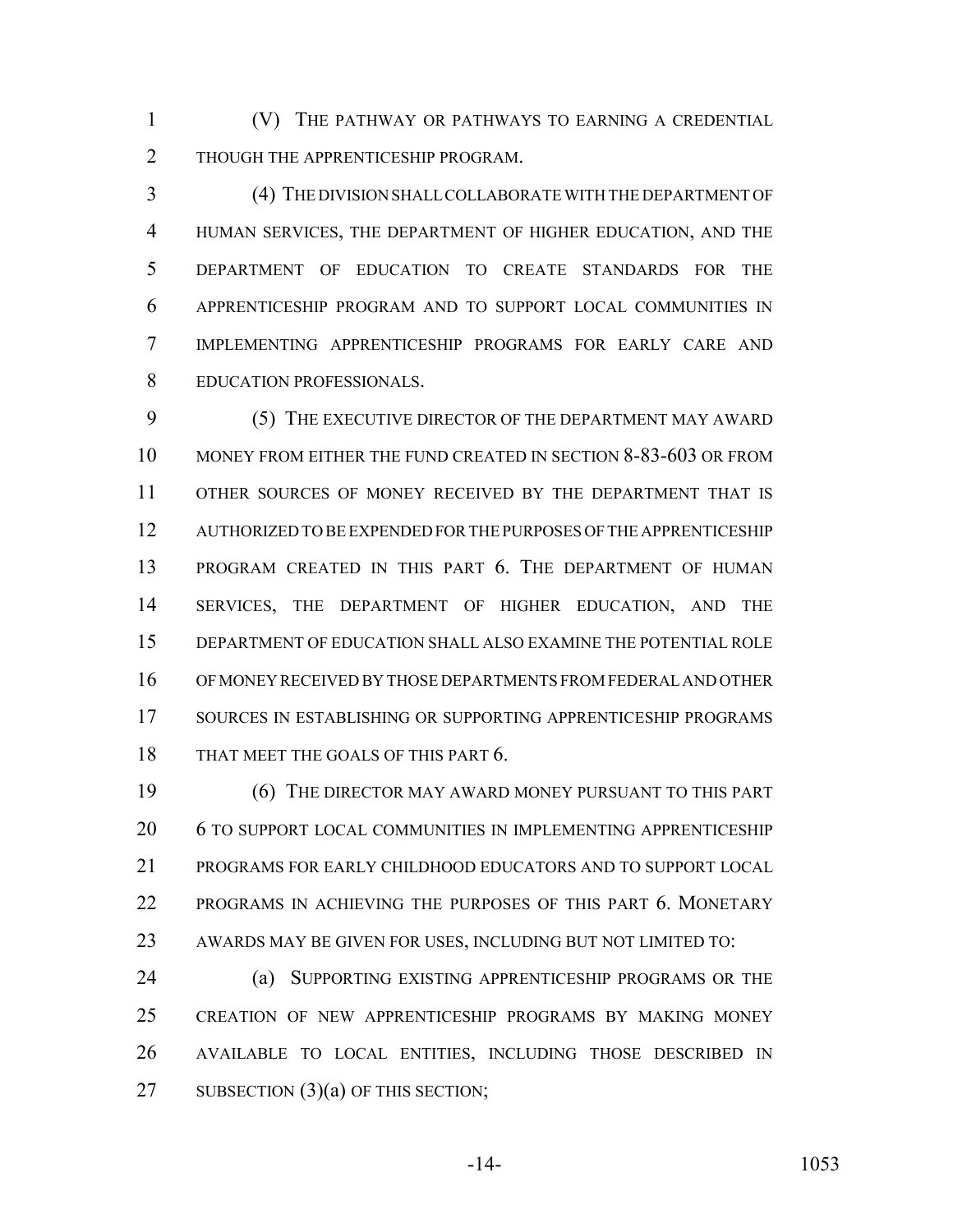(V) THE PATHWAY OR PATHWAYS TO EARNING A CREDENTIAL THOUGH THE APPRENTICESHIP PROGRAM.

(4) THE DIVISION SHALL COLLABORATE WITH THE DEPARTMENT OF HUMAN SERVICES, THE DEPARTMENT OF HIGHER EDUCATION, AND THE DEPARTMENT OF EDUCATION TO CREATE STANDARDS FOR THE APPRENTICESHIP PROGRAM AND TO SUPPORT LOCAL COMMUNITIES IN IMPLEMENTING APPRENTICESHIP PROGRAMS FOR EARLY CARE AND EDUCATION PROFESSIONALS.

(5) THE EXECUTIVE DIRECTOR OF THE DEPARTMENT MAY AWARD MONEY FROM EITHER THE FUND CREATED IN SECTION 8-83-603 OR FROM OTHER SOURCES OF MONEY RECEIVED BY THE DEPARTMENT THAT IS AUTHORIZED TO BE EXPENDED FOR THE PURPOSES OF THE APPRENTICESHIP PROGRAM CREATED IN THIS PART 6. THE DEPARTMENT OF HUMAN SERVICES, THE DEPARTMENT OF HIGHER EDUCATION, AND THE DEPARTMENT OF EDUCATION SHALL ALSO EXAMINE THE POTENTIAL ROLE OF MONEY RECEIVED BY THOSE DEPARTMENTS FROM FEDERAL AND OTHER SOURCES IN ESTABLISHING OR SUPPORTING APPRENTICESHIP PROGRAMS THAT MEET THE GOALS OF THIS PART 6.

(6) THE DIRECTOR MAY AWARD MONEY PURSUANT TO THIS PART 6 TO SUPPORT LOCAL COMMUNITIES IN IMPLEMENTING APPRENTICESHIP PROGRAMS FOR EARLY CHILDHOOD EDUCATORS AND TO SUPPORT LOCAL PROGRAMS IN ACHIEVING THE PURPOSES OF THIS PART 6. MONETARY AWARDS MAY BE GIVEN FOR USES, INCLUDING BUT NOT LIMITED TO:

(a) SUPPORTING EXISTING APPRENTICESHIP PROGRAMS OR THE CREATION OF NEW APPRENTICESHIP PROGRAMS BY MAKING MONEY AVAILABLE TO LOCAL ENTITIES, INCLUDING THOSE DESCRIBED IN SUBSECTION (3)(a) OF THIS SECTION;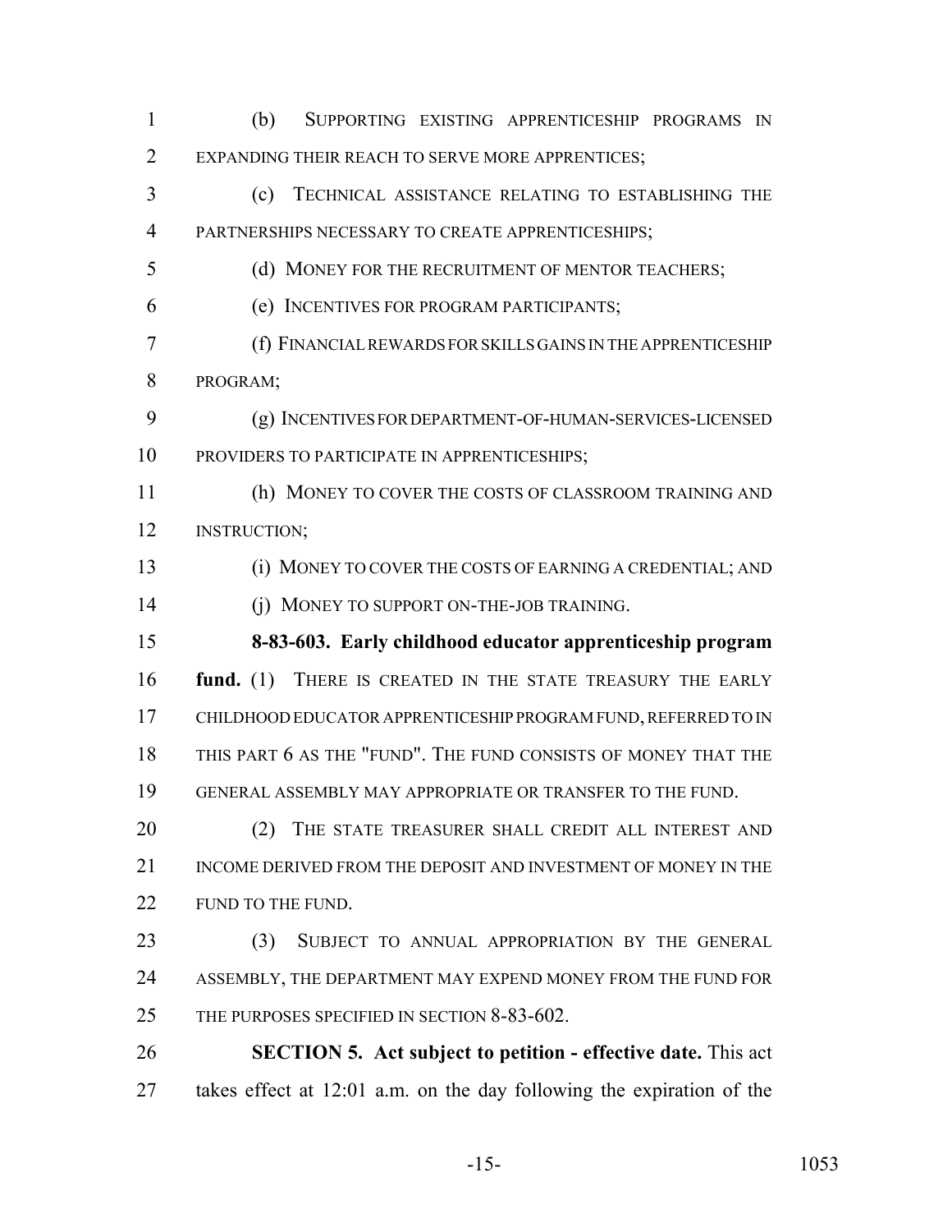(b) SUPPORTING EXISTING APPRENTICESHIP PROGRAMS IN EXPANDING THEIR REACH TO SERVE MORE APPRENTICES;

(c) TECHNICAL ASSISTANCE RELATING TO ESTABLISHING THE PARTNERSHIPS NECESSARY TO CREATE APPRENTICESHIPS;

(d) MONEY FOR THE RECRUITMENT OF MENTOR TEACHERS;

(e) INCENTIVES FOR PROGRAM PARTICIPANTS;

(f) FINANCIAL REWARDS FOR SKILLS GAINS IN THE APPRENTICESHIP PROGRAM;

(g) INCENTIVES FOR DEPARTMENT-OF-HUMAN-SERVICES-LICENSED PROVIDERS TO PARTICIPATE IN APPRENTICESHIPS;

(h) MONEY TO COVER THE COSTS OF CLASSROOM TRAINING AND INSTRUCTION;

(i) MONEY TO COVER THE COSTS OF EARNING A CREDENTIAL; AND

(j) MONEY TO SUPPORT ON-THE-JOB TRAINING.

**8-83-603. Early childhood educator apprenticeship program fund.** (1) THERE IS CREATED IN THE STATE TREASURY THE EARLY CHILDHOOD EDUCATOR APPRENTICESHIP PROGRAM FUND, REFERRED TO IN THIS PART 6 AS THE "FUND". THE FUND CONSISTS OF MONEY THAT THE GENERAL ASSEMBLY MAY APPROPRIATE OR TRANSFER TO THE FUND.

(2) THE STATE TREASURER SHALL CREDIT ALL INTEREST AND INCOME DERIVED FROM THE DEPOSIT AND INVESTMENT OF MONEY IN THE FUND TO THE FUND.

(3) SUBJECT TO ANNUAL APPROPRIATION BY THE GENERAL ASSEMBLY, THE DEPARTMENT MAY EXPEND MONEY FROM THE FUND FOR THE PURPOSES SPECIFIED IN SECTION 8-83-602.

**SECTION 5. Act subject to petition - effective date.** This act takes effect at 12:01 a.m. on the day following the expiration of the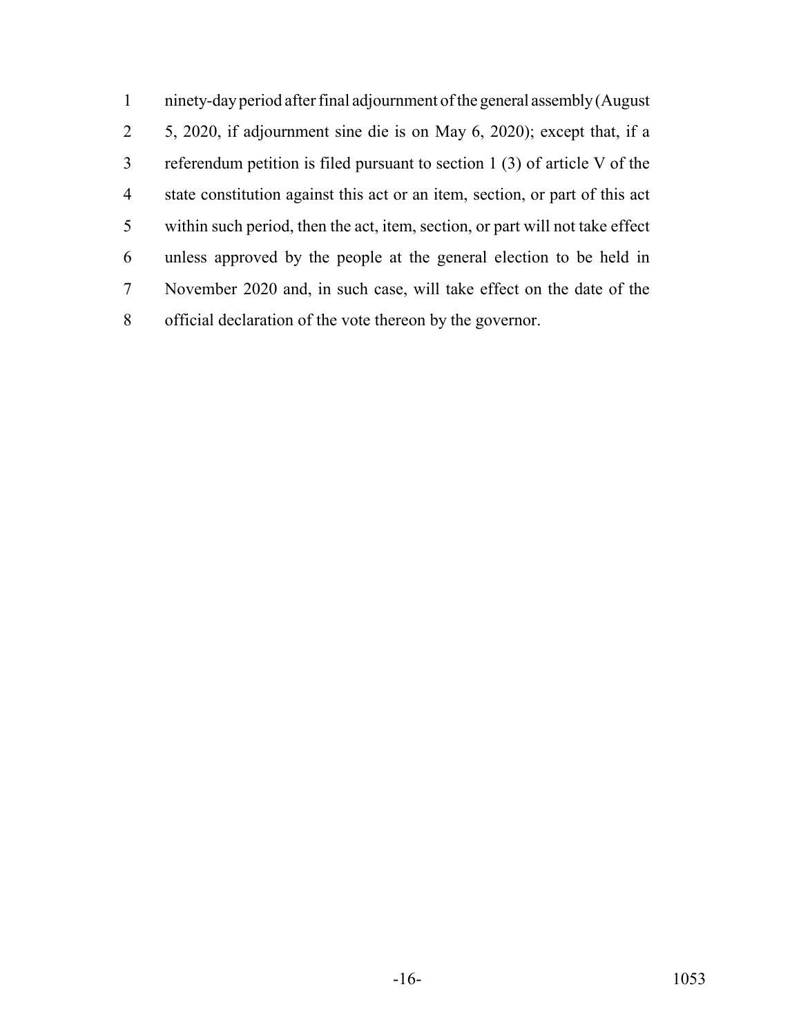ninety-day period after final adjournment of the general assembly (August 5, 2020, if adjournment sine die is on May 6, 2020); except that, if a referendum petition is filed pursuant to section 1 (3) of article V of the state constitution against this act or an item, section, or part of this act within such period, then the act, item, section, or part will not take effect unless approved by the people at the general election to be held in November 2020 and, in such case, will take effect on the date of the official declaration of the vote thereon by the governor.